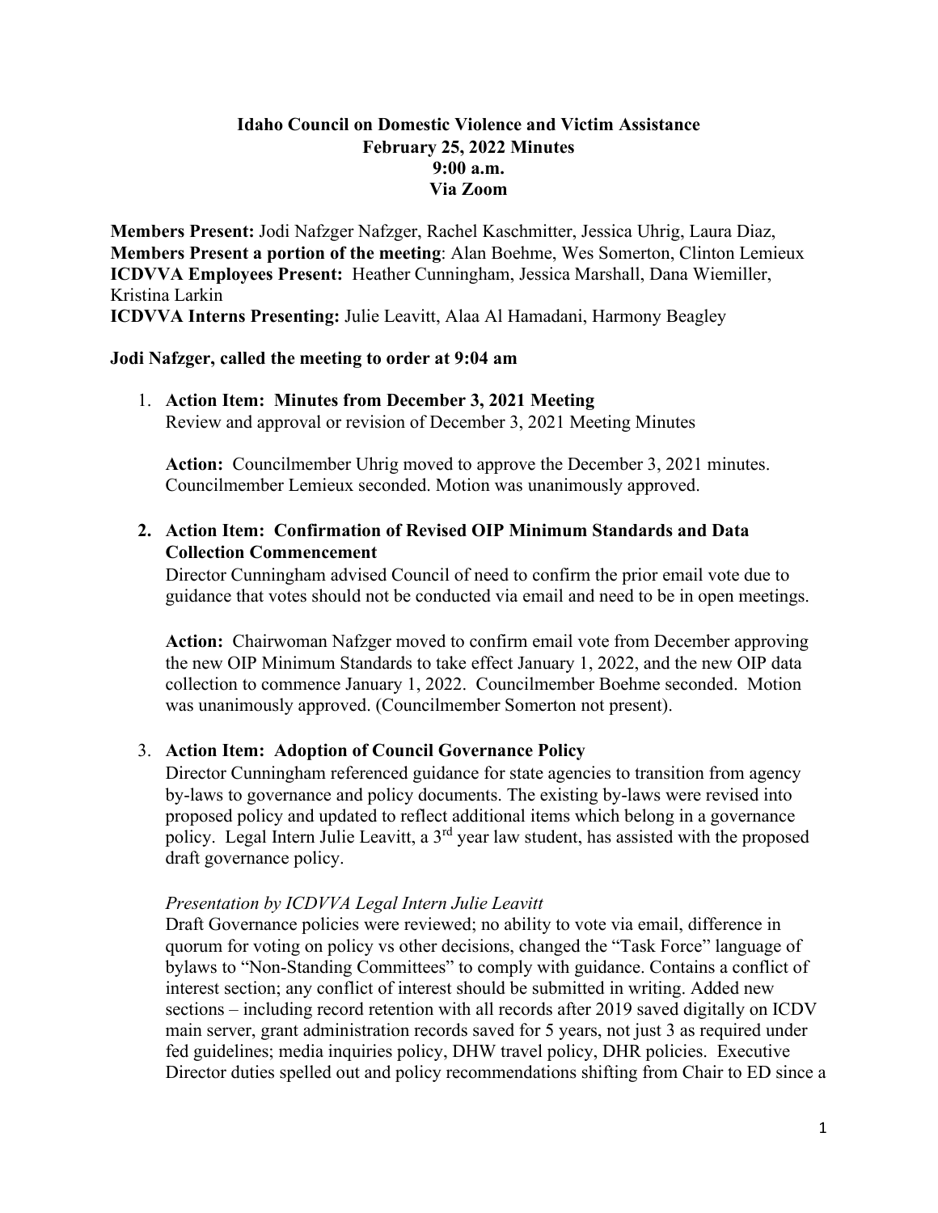**Idaho Council on Domestic Violence and Victim Assistance**
**February 25, 2022 Minutes**
**9:00 a.m.**
**Via Zoom**

**Members Present:** Jodi Nafzger Nafzger, Rachel Kaschmitter, Jessica Uhrig, Laura Diaz,
**Members Present a portion of the meeting**: Alan Boehme, Wes Somerton, Clinton Lemieux
**ICDVVA Employees Present:** Heather Cunningham, Jessica Marshall, Dana Wiemiller, Kristina Larkin
**ICDVVA Interns Presenting:** Julie Leavitt, Alaa Al Hamadani, Harmony Beagley

**Jodi Nafzger, called the meeting to order at 9:04 am**

1. **Action Item: Minutes from December 3, 2021 Meeting**
   Review and approval or revision of December 3, 2021 Meeting Minutes

   **Action:** Councilmember Uhrig moved to approve the December 3, 2021 minutes. Councilmember Lemieux seconded. Motion was unanimously approved.

2. **Action Item: Confirmation of Revised OIP Minimum Standards and Data Collection Commencement**
   Director Cunningham advised Council of need to confirm the prior email vote due to guidance that votes should not be conducted via email and need to be in open meetings.

   **Action:** Chairwoman Nafzger moved to confirm email vote from December approving the new OIP Minimum Standards to take effect January 1, 2022, and the new OIP data collection to commence January 1, 2022. Councilmember Boehme seconded. Motion was unanimously approved. (Councilmember Somerton not present).

3. **Action Item: Adoption of Council Governance Policy**
   Director Cunningham referenced guidance for state agencies to transition from agency by-laws to governance and policy documents. The existing by-laws were revised into proposed policy and updated to reflect additional items which belong in a governance policy. Legal Intern Julie Leavitt, a 3rd year law student, has assisted with the proposed draft governance policy.

   *Presentation by ICDVVA Legal Intern Julie Leavitt*
   Draft Governance policies were reviewed; no ability to vote via email, difference in quorum for voting on policy vs other decisions, changed the "Task Force" language of bylaws to "Non-Standing Committees" to comply with guidance. Contains a conflict of interest section; any conflict of interest should be submitted in writing. Added new sections – including record retention with all records after 2019 saved digitally on ICDV main server, grant administration records saved for 5 years, not just 3 as required under fed guidelines; media inquiries policy, DHW travel policy, DHR policies. Executive Director duties spelled out and policy recommendations shifting from Chair to ED since a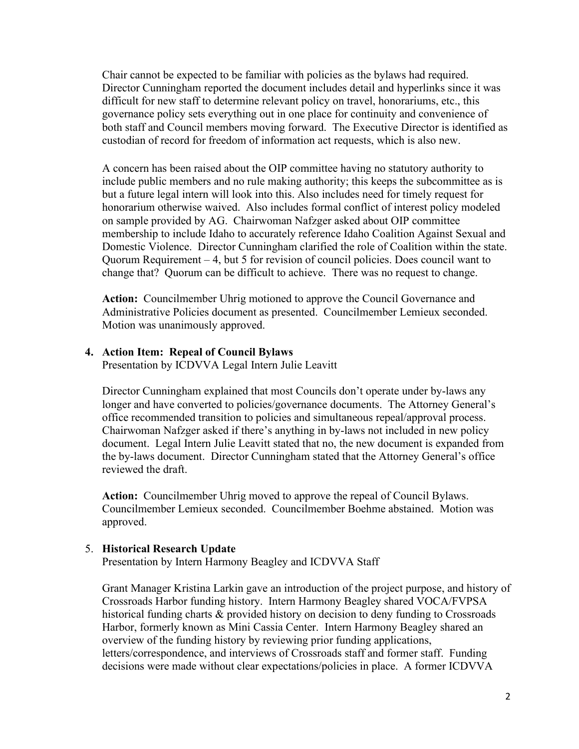Chair cannot be expected to be familiar with policies as the bylaws had required. Director Cunningham reported the document includes detail and hyperlinks since it was difficult for new staff to determine relevant policy on travel, honorariums, etc., this governance policy sets everything out in one place for continuity and convenience of both staff and Council members moving forward. The Executive Director is identified as custodian of record for freedom of information act requests, which is also new.

A concern has been raised about the OIP committee having no statutory authority to include public members and no rule making authority; this keeps the subcommittee as is but a future legal intern will look into this. Also includes need for timely request for honorarium otherwise waived. Also includes formal conflict of interest policy modeled on sample provided by AG. Chairwoman Nafzger asked about OIP committee membership to include Idaho to accurately reference Idaho Coalition Against Sexual and Domestic Violence. Director Cunningham clarified the role of Coalition within the state. Quorum Requirement – 4, but 5 for revision of council policies. Does council want to change that? Quorum can be difficult to achieve. There was no request to change.

**Action:** Councilmember Uhrig motioned to approve the Council Governance and Administrative Policies document as presented. Councilmember Lemieux seconded. Motion was unanimously approved.

4. **Action Item: Repeal of Council Bylaws**
   Presentation by ICDVVA Legal Intern Julie Leavitt

   Director Cunningham explained that most Councils don't operate under by-laws any longer and have converted to policies/governance documents. The Attorney General's office recommended transition to policies and simultaneous repeal/approval process. Chairwoman Nafzger asked if there's anything in by-laws not included in new policy document. Legal Intern Julie Leavitt stated that no, the new document is expanded from the by-laws document. Director Cunningham stated that the Attorney General's office reviewed the draft.

   **Action:** Councilmember Uhrig moved to approve the repeal of Council Bylaws. Councilmember Lemieux seconded. Councilmember Boehme abstained. Motion was approved.

5. **Historical Research Update**
   Presentation by Intern Harmony Beagley and ICDVVA Staff

   Grant Manager Kristina Larkin gave an introduction of the project purpose, and history of Crossroads Harbor funding history. Intern Harmony Beagley shared VOCA/FVPSA historical funding charts & provided history on decision to deny funding to Crossroads Harbor, formerly known as Mini Cassia Center. Intern Harmony Beagley shared an overview of the funding history by reviewing prior funding applications, letters/correspondence, and interviews of Crossroads staff and former staff. Funding decisions were made without clear expectations/policies in place. A former ICDVVA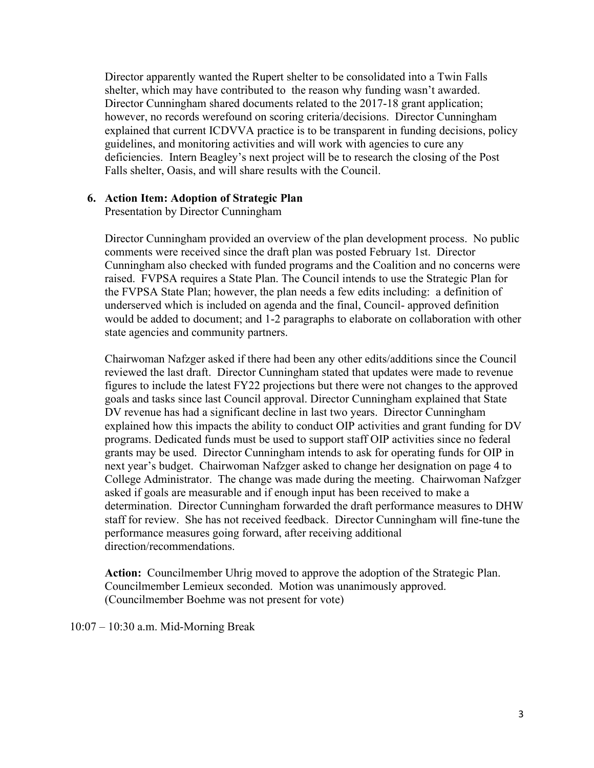Director apparently wanted the Rupert shelter to be consolidated into a Twin Falls shelter, which may have contributed to the reason why funding wasn't awarded. Director Cunningham shared documents related to the 2017-18 grant application; however, no records werefound on scoring criteria/decisions. Director Cunningham explained that current ICDVVA practice is to be transparent in funding decisions, policy guidelines, and monitoring activities and will work with agencies to cure any deficiencies. Intern Beagley's next project will be to research the closing of the Post Falls shelter, Oasis, and will share results with the Council.

6. **Action Item: Adoption of Strategic Plan**
   Presentation by Director Cunningham

   Director Cunningham provided an overview of the plan development process. No public comments were received since the draft plan was posted February 1st. Director Cunningham also checked with funded programs and the Coalition and no concerns were raised. FVPSA requires a State Plan. The Council intends to use the Strategic Plan for the FVPSA State Plan; however, the plan needs a few edits including: a definition of underserved which is included on agenda and the final, Council- approved definition would be added to document; and 1-2 paragraphs to elaborate on collaboration with other state agencies and community partners.

   Chairwoman Nafzger asked if there had been any other edits/additions since the Council reviewed the last draft. Director Cunningham stated that updates were made to revenue figures to include the latest FY22 projections but there were not changes to the approved goals and tasks since last Council approval. Director Cunningham explained that State DV revenue has had a significant decline in last two years. Director Cunningham explained how this impacts the ability to conduct OIP activities and grant funding for DV programs. Dedicated funds must be used to support staff OIP activities since no federal grants may be used. Director Cunningham intends to ask for operating funds for OIP in next year's budget. Chairwoman Nafzger asked to change her designation on page 4 to College Administrator. The change was made during the meeting. Chairwoman Nafzger asked if goals are measurable and if enough input has been received to make a determination. Director Cunningham forwarded the draft performance measures to DHW staff for review. She has not received feedback. Director Cunningham will fine-tune the performance measures going forward, after receiving additional direction/recommendations.

   **Action:** Councilmember Uhrig moved to approve the adoption of the Strategic Plan. Councilmember Lemieux seconded. Motion was unanimously approved. (Councilmember Boehme was not present for vote)

10:07 – 10:30 a.m. Mid-Morning Break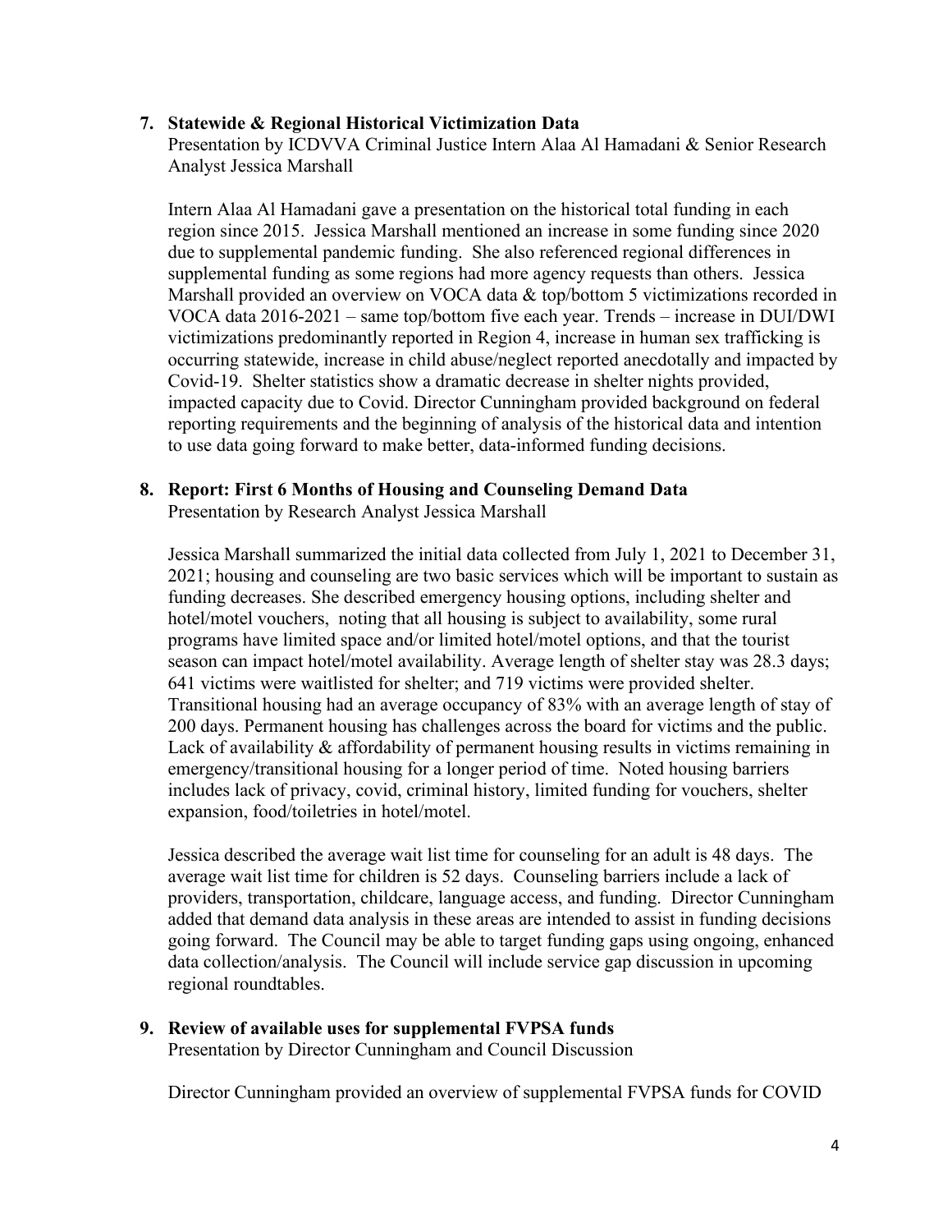**7. Statewide & Regional Historical Victimization Data**

Presentation by ICDVVA Criminal Justice Intern Alaa Al Hamadani & Senior Research Analyst Jessica Marshall

Intern Alaa Al Hamadani gave a presentation on the historical total funding in each region since 2015. Jessica Marshall mentioned an increase in some funding since 2020 due to supplemental pandemic funding. She also referenced regional differences in supplemental funding as some regions had more agency requests than others. Jessica Marshall provided an overview on VOCA data & top/bottom 5 victimizations recorded in VOCA data 2016-2021 – same top/bottom five each year. Trends – increase in DUI/DWI victimizations predominantly reported in Region 4, increase in human sex trafficking is occurring statewide, increase in child abuse/neglect reported anecdotally and impacted by Covid-19. Shelter statistics show a dramatic decrease in shelter nights provided, impacted capacity due to Covid. Director Cunningham provided background on federal reporting requirements and the beginning of analysis of the historical data and intention to use data going forward to make better, data-informed funding decisions.

**8. Report: First 6 Months of Housing and Counseling Demand Data**

Presentation by Research Analyst Jessica Marshall

Jessica Marshall summarized the initial data collected from July 1, 2021 to December 31, 2021; housing and counseling are two basic services which will be important to sustain as funding decreases. She described emergency housing options, including shelter and hotel/motel vouchers, noting that all housing is subject to availability, some rural programs have limited space and/or limited hotel/motel options, and that the tourist season can impact hotel/motel availability. Average length of shelter stay was 28.3 days; 641 victims were waitlisted for shelter; and 719 victims were provided shelter. Transitional housing had an average occupancy of 83% with an average length of stay of 200 days. Permanent housing has challenges across the board for victims and the public. Lack of availability & affordability of permanent housing results in victims remaining in emergency/transitional housing for a longer period of time. Noted housing barriers includes lack of privacy, covid, criminal history, limited funding for vouchers, shelter expansion, food/toiletries in hotel/motel.

Jessica described the average wait list time for counseling for an adult is 48 days. The average wait list time for children is 52 days. Counseling barriers include a lack of providers, transportation, childcare, language access, and funding. Director Cunningham added that demand data analysis in these areas are intended to assist in funding decisions going forward. The Council may be able to target funding gaps using ongoing, enhanced data collection/analysis. The Council will include service gap discussion in upcoming regional roundtables.

**9. Review of available uses for supplemental FVPSA funds**

Presentation by Director Cunningham and Council Discussion

Director Cunningham provided an overview of supplemental FVPSA funds for COVID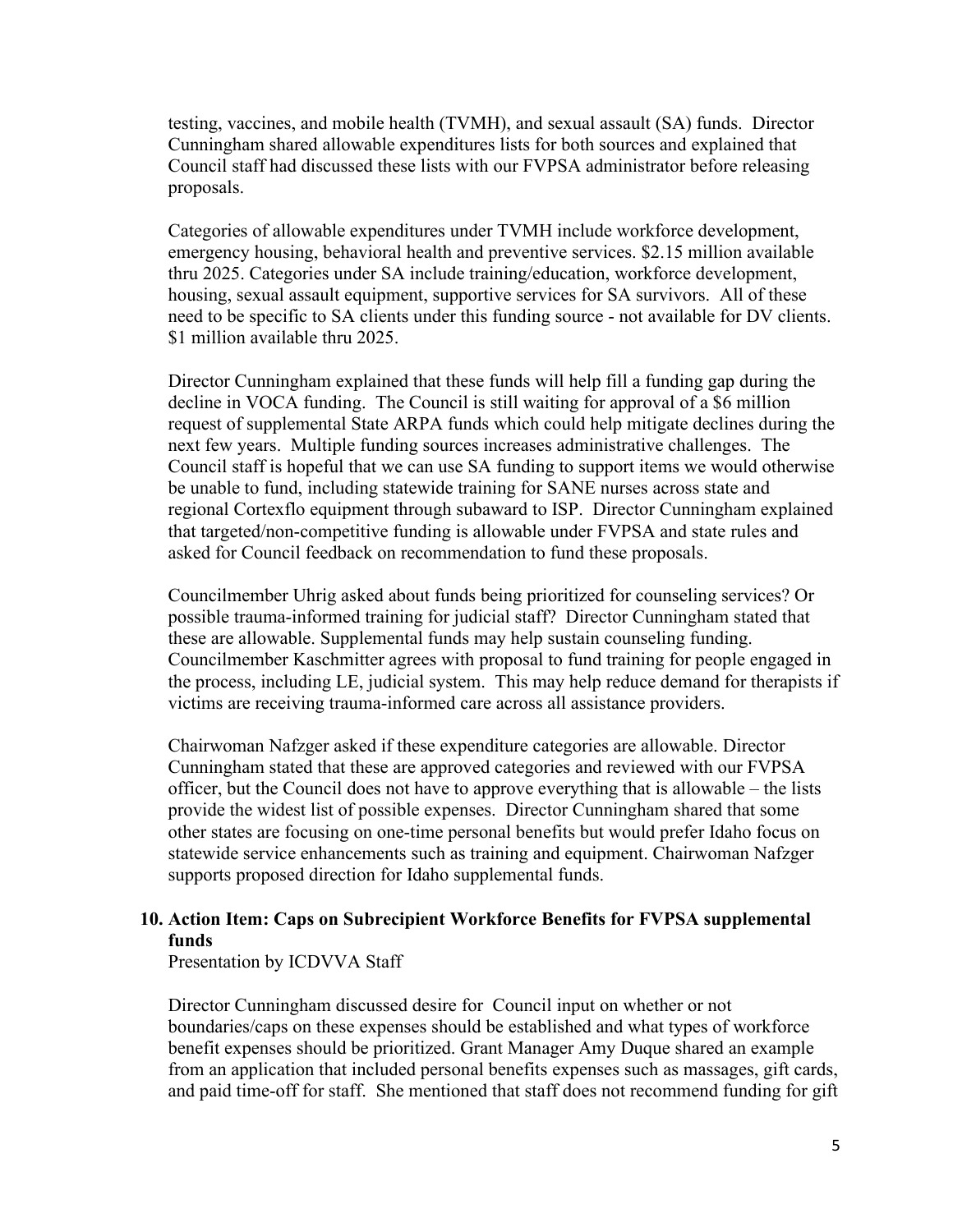testing, vaccines, and mobile health (TVMH), and sexual assault (SA) funds. Director Cunningham shared allowable expenditures lists for both sources and explained that Council staff had discussed these lists with our FVPSA administrator before releasing proposals.

Categories of allowable expenditures under TVMH include workforce development, emergency housing, behavioral health and preventive services. $2.15 million available thru 2025. Categories under SA include training/education, workforce development, housing, sexual assault equipment, supportive services for SA survivors. All of these need to be specific to SA clients under this funding source - not available for DV clients. $1 million available thru 2025.

Director Cunningham explained that these funds will help fill a funding gap during the decline in VOCA funding. The Council is still waiting for approval of a $6 million request of supplemental State ARPA funds which could help mitigate declines during the next few years. Multiple funding sources increases administrative challenges. The Council staff is hopeful that we can use SA funding to support items we would otherwise be unable to fund, including statewide training for SANE nurses across state and regional Cortexflo equipment through subaward to ISP. Director Cunningham explained that targeted/non-competitive funding is allowable under FVPSA and state rules and asked for Council feedback on recommendation to fund these proposals.

Councilmember Uhrig asked about funds being prioritized for counseling services? Or possible trauma-informed training for judicial staff? Director Cunningham stated that these are allowable. Supplemental funds may help sustain counseling funding. Councilmember Kaschmitter agrees with proposal to fund training for people engaged in the process, including LE, judicial system. This may help reduce demand for therapists if victims are receiving trauma-informed care across all assistance providers.

Chairwoman Nafzger asked if these expenditure categories are allowable. Director Cunningham stated that these are approved categories and reviewed with our FVPSA officer, but the Council does not have to approve everything that is allowable – the lists provide the widest list of possible expenses. Director Cunningham shared that some other states are focusing on one-time personal benefits but would prefer Idaho focus on statewide service enhancements such as training and equipment. Chairwoman Nafzger supports proposed direction for Idaho supplemental funds.

**10. Action Item: Caps on Subrecipient Workforce Benefits for FVPSA supplemental funds**

Presentation by ICDVVA Staff

Director Cunningham discussed desire for Council input on whether or not boundaries/caps on these expenses should be established and what types of workforce benefit expenses should be prioritized. Grant Manager Amy Duque shared an example from an application that included personal benefits expenses such as massages, gift cards, and paid time-off for staff. She mentioned that staff does not recommend funding for gift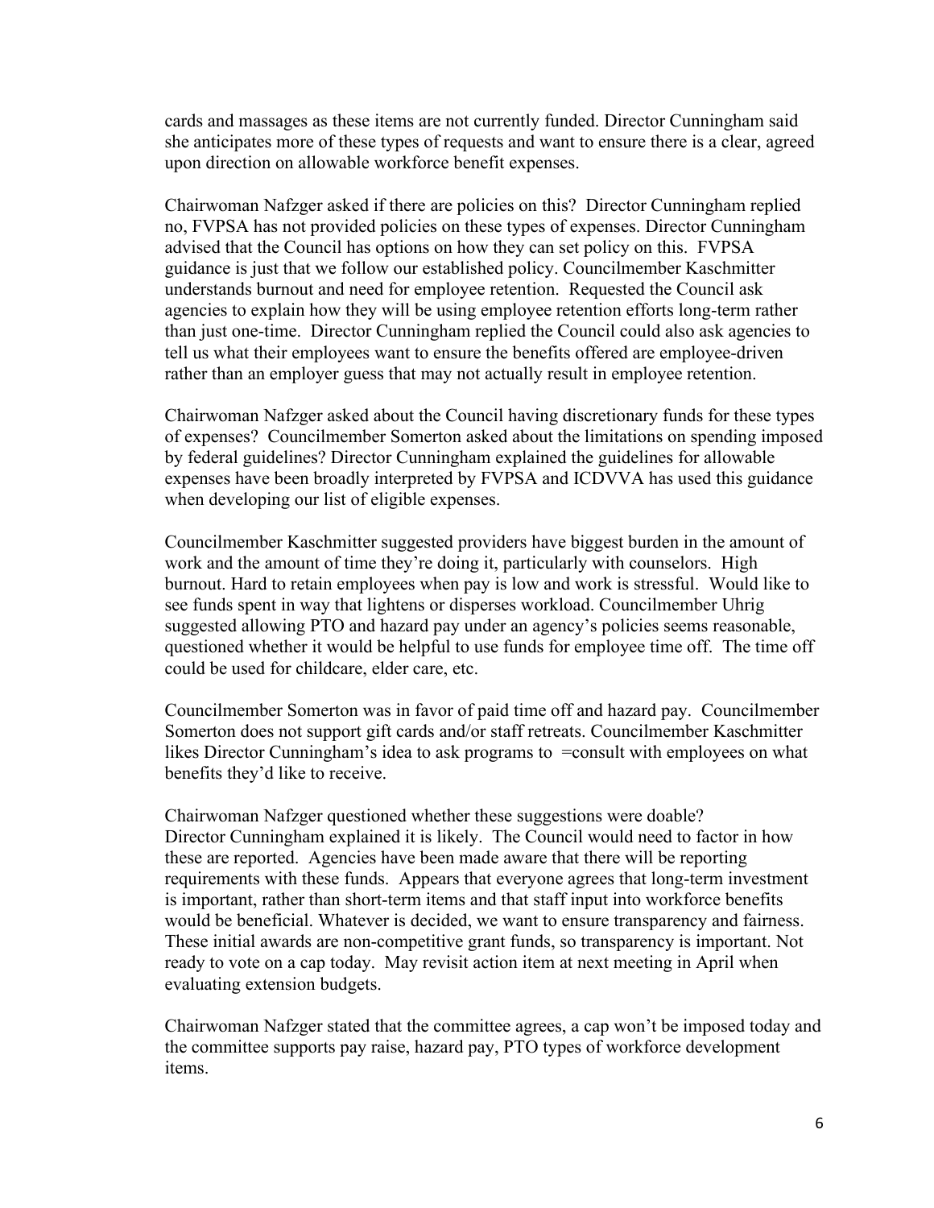cards and massages as these items are not currently funded. Director Cunningham said she anticipates more of these types of requests and want to ensure there is a clear, agreed upon direction on allowable workforce benefit expenses.

Chairwoman Nafzger asked if there are policies on this? Director Cunningham replied no, FVPSA has not provided policies on these types of expenses. Director Cunningham advised that the Council has options on how they can set policy on this. FVPSA guidance is just that we follow our established policy. Councilmember Kaschmitter understands burnout and need for employee retention. Requested the Council ask agencies to explain how they will be using employee retention efforts long-term rather than just one-time. Director Cunningham replied the Council could also ask agencies to tell us what their employees want to ensure the benefits offered are employee-driven rather than an employer guess that may not actually result in employee retention.

Chairwoman Nafzger asked about the Council having discretionary funds for these types of expenses? Councilmember Somerton asked about the limitations on spending imposed by federal guidelines? Director Cunningham explained the guidelines for allowable expenses have been broadly interpreted by FVPSA and ICDVVA has used this guidance when developing our list of eligible expenses.

Councilmember Kaschmitter suggested providers have biggest burden in the amount of work and the amount of time they're doing it, particularly with counselors. High burnout. Hard to retain employees when pay is low and work is stressful. Would like to see funds spent in way that lightens or disperses workload. Councilmember Uhrig suggested allowing PTO and hazard pay under an agency's policies seems reasonable, questioned whether it would be helpful to use funds for employee time off. The time off could be used for childcare, elder care, etc.

Councilmember Somerton was in favor of paid time off and hazard pay. Councilmember Somerton does not support gift cards and/or staff retreats. Councilmember Kaschmitter likes Director Cunningham's idea to ask programs to =consult with employees on what benefits they'd like to receive.

Chairwoman Nafzger questioned whether these suggestions were doable? Director Cunningham explained it is likely. The Council would need to factor in how these are reported. Agencies have been made aware that there will be reporting requirements with these funds. Appears that everyone agrees that long-term investment is important, rather than short-term items and that staff input into workforce benefits would be beneficial. Whatever is decided, we want to ensure transparency and fairness. These initial awards are non-competitive grant funds, so transparency is important. Not ready to vote on a cap today. May revisit action item at next meeting in April when evaluating extension budgets.

Chairwoman Nafzger stated that the committee agrees, a cap won't be imposed today and the committee supports pay raise, hazard pay, PTO types of workforce development items.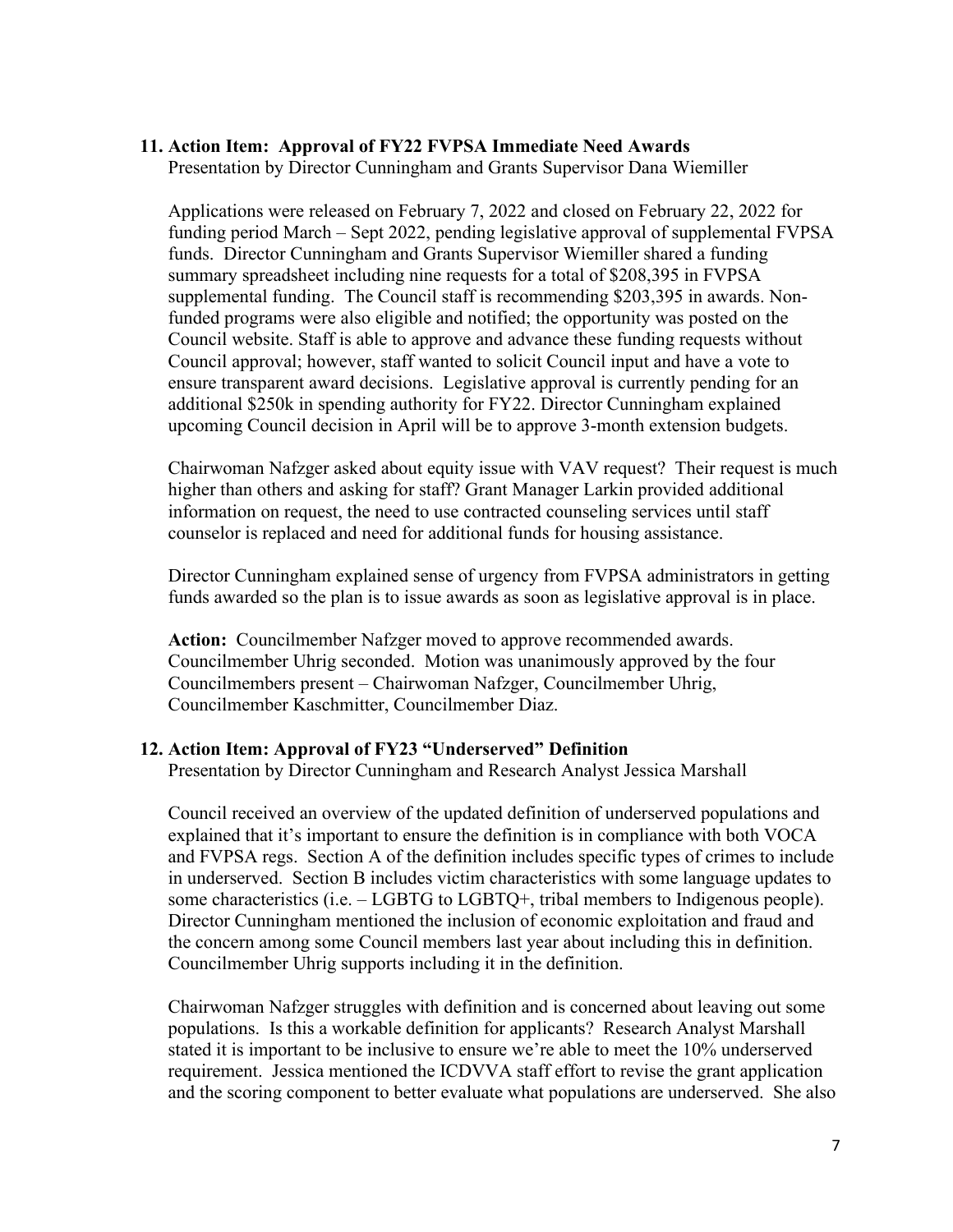## 11. Action Item: Approval of FY22 FVPSA Immediate Need Awards

Presentation by Director Cunningham and Grants Supervisor Dana Wiemiller

Applications were released on February 7, 2022 and closed on February 22, 2022 for funding period March – Sept 2022, pending legislative approval of supplemental FVPSA funds. Director Cunningham and Grants Supervisor Wiemiller shared a funding summary spreadsheet including nine requests for a total of $208,395 in FVPSA supplemental funding. The Council staff is recommending $203,395 in awards. Non-funded programs were also eligible and notified; the opportunity was posted on the Council website. Staff is able to approve and advance these funding requests without Council approval; however, staff wanted to solicit Council input and have a vote to ensure transparent award decisions. Legislative approval is currently pending for an additional $250k in spending authority for FY22. Director Cunningham explained upcoming Council decision in April will be to approve 3-month extension budgets.

Chairwoman Nafzger asked about equity issue with VAV request? Their request is much higher than others and asking for staff? Grant Manager Larkin provided additional information on request, the need to use contracted counseling services until staff counselor is replaced and need for additional funds for housing assistance.

Director Cunningham explained sense of urgency from FVPSA administrators in getting funds awarded so the plan is to issue awards as soon as legislative approval is in place.

**Action:** Councilmember Nafzger moved to approve recommended awards. Councilmember Uhrig seconded. Motion was unanimously approved by the four Councilmembers present – Chairwoman Nafzger, Councilmember Uhrig, Councilmember Kaschmitter, Councilmember Diaz.

## 12. Action Item: Approval of FY23 "Underserved" Definition

Presentation by Director Cunningham and Research Analyst Jessica Marshall

Council received an overview of the updated definition of underserved populations and explained that it's important to ensure the definition is in compliance with both VOCA and FVPSA regs. Section A of the definition includes specific types of crimes to include in underserved. Section B includes victim characteristics with some language updates to some characteristics (i.e. – LGBTG to LGBTQ+, tribal members to Indigenous people). Director Cunningham mentioned the inclusion of economic exploitation and fraud and the concern among some Council members last year about including this in definition. Councilmember Uhrig supports including it in the definition.

Chairwoman Nafzger struggles with definition and is concerned about leaving out some populations. Is this a workable definition for applicants? Research Analyst Marshall stated it is important to be inclusive to ensure we're able to meet the 10% underserved requirement. Jessica mentioned the ICDVVA staff effort to revise the grant application and the scoring component to better evaluate what populations are underserved. She also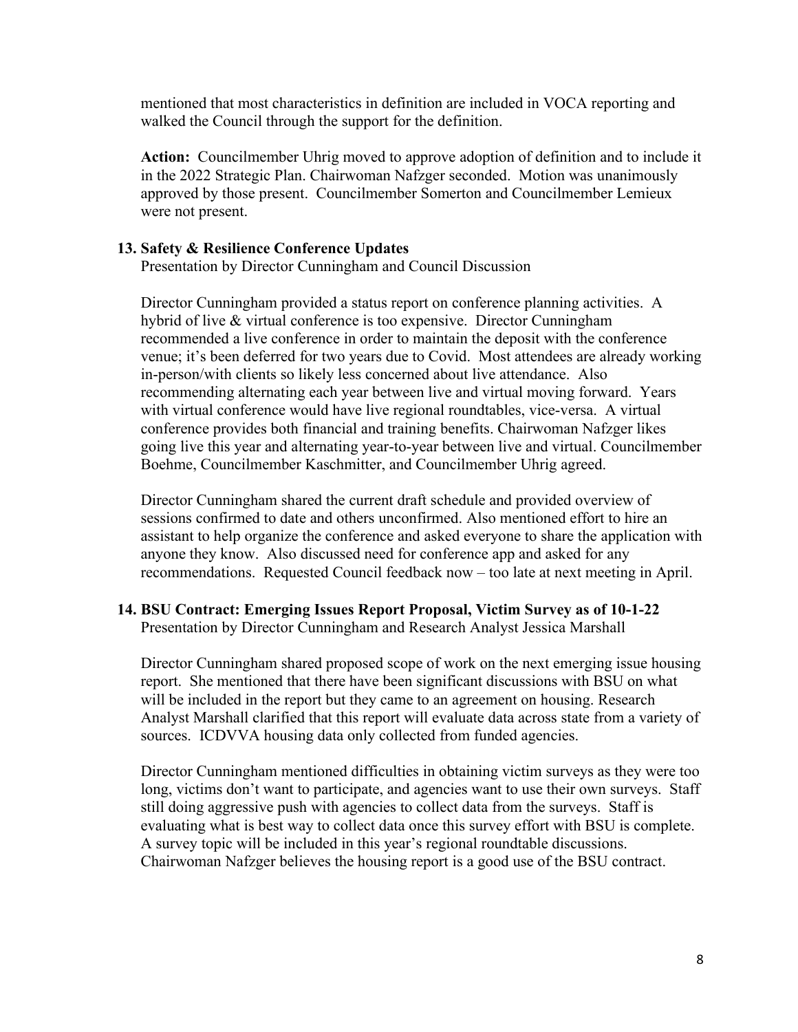mentioned that most characteristics in definition are included in VOCA reporting and walked the Council through the support for the definition.

**Action:** Councilmember Uhrig moved to approve adoption of definition and to include it in the 2022 Strategic Plan. Chairwoman Nafzger seconded. Motion was unanimously approved by those present. Councilmember Somerton and Councilmember Lemieux were not present.

**13. Safety & Resilience Conference Updates**

Presentation by Director Cunningham and Council Discussion

Director Cunningham provided a status report on conference planning activities. A hybrid of live & virtual conference is too expensive. Director Cunningham recommended a live conference in order to maintain the deposit with the conference venue; it's been deferred for two years due to Covid. Most attendees are already working in-person/with clients so likely less concerned about live attendance. Also recommending alternating each year between live and virtual moving forward. Years with virtual conference would have live regional roundtables, vice-versa. A virtual conference provides both financial and training benefits. Chairwoman Nafzger likes going live this year and alternating year-to-year between live and virtual. Councilmember Boehme, Councilmember Kaschmitter, and Councilmember Uhrig agreed.

Director Cunningham shared the current draft schedule and provided overview of sessions confirmed to date and others unconfirmed. Also mentioned effort to hire an assistant to help organize the conference and asked everyone to share the application with anyone they know. Also discussed need for conference app and asked for any recommendations. Requested Council feedback now – too late at next meeting in April.

**14. BSU Contract: Emerging Issues Report Proposal, Victim Survey as of 10-1-22**

Presentation by Director Cunningham and Research Analyst Jessica Marshall

Director Cunningham shared proposed scope of work on the next emerging issue housing report. She mentioned that there have been significant discussions with BSU on what will be included in the report but they came to an agreement on housing. Research Analyst Marshall clarified that this report will evaluate data across state from a variety of sources. ICDVVA housing data only collected from funded agencies.

Director Cunningham mentioned difficulties in obtaining victim surveys as they were too long, victims don't want to participate, and agencies want to use their own surveys. Staff still doing aggressive push with agencies to collect data from the surveys. Staff is evaluating what is best way to collect data once this survey effort with BSU is complete. A survey topic will be included in this year's regional roundtable discussions. Chairwoman Nafzger believes the housing report is a good use of the BSU contract.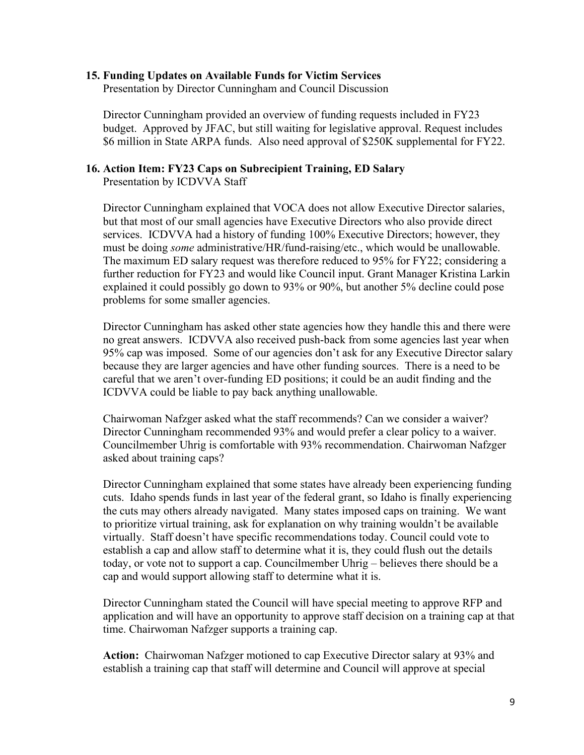### 15. Funding Updates on Available Funds for Victim Services

Presentation by Director Cunningham and Council Discussion

Director Cunningham provided an overview of funding requests included in FY23 budget. Approved by JFAC, but still waiting for legislative approval. Request includes $6 million in State ARPA funds. Also need approval of $250K supplemental for FY22.

### 16. Action Item: FY23 Caps on Subrecipient Training, ED Salary

Presentation by ICDVVA Staff

Director Cunningham explained that VOCA does not allow Executive Director salaries, but that most of our small agencies have Executive Directors who also provide direct services. ICDVVA had a history of funding 100% Executive Directors; however, they must be doing *some* administrative/HR/fund-raising/etc., which would be unallowable. The maximum ED salary request was therefore reduced to 95% for FY22; considering a further reduction for FY23 and would like Council input. Grant Manager Kristina Larkin explained it could possibly go down to 93% or 90%, but another 5% decline could pose problems for some smaller agencies.

Director Cunningham has asked other state agencies how they handle this and there were no great answers. ICDVVA also received push-back from some agencies last year when 95% cap was imposed. Some of our agencies don't ask for any Executive Director salary because they are larger agencies and have other funding sources. There is a need to be careful that we aren't over-funding ED positions; it could be an audit finding and the ICDVVA could be liable to pay back anything unallowable.

Chairwoman Nafzger asked what the staff recommends? Can we consider a waiver? Director Cunningham recommended 93% and would prefer a clear policy to a waiver. Councilmember Uhrig is comfortable with 93% recommendation. Chairwoman Nafzger asked about training caps?

Director Cunningham explained that some states have already been experiencing funding cuts. Idaho spends funds in last year of the federal grant, so Idaho is finally experiencing the cuts may others already navigated. Many states imposed caps on training. We want to prioritize virtual training, ask for explanation on why training wouldn't be available virtually. Staff doesn't have specific recommendations today. Council could vote to establish a cap and allow staff to determine what it is, they could flush out the details today, or vote not to support a cap. Councilmember Uhrig – believes there should be a cap and would support allowing staff to determine what it is.

Director Cunningham stated the Council will have special meeting to approve RFP and application and will have an opportunity to approve staff decision on a training cap at that time. Chairwoman Nafzger supports a training cap.

**Action:** Chairwoman Nafzger motioned to cap Executive Director salary at 93% and establish a training cap that staff will determine and Council will approve at special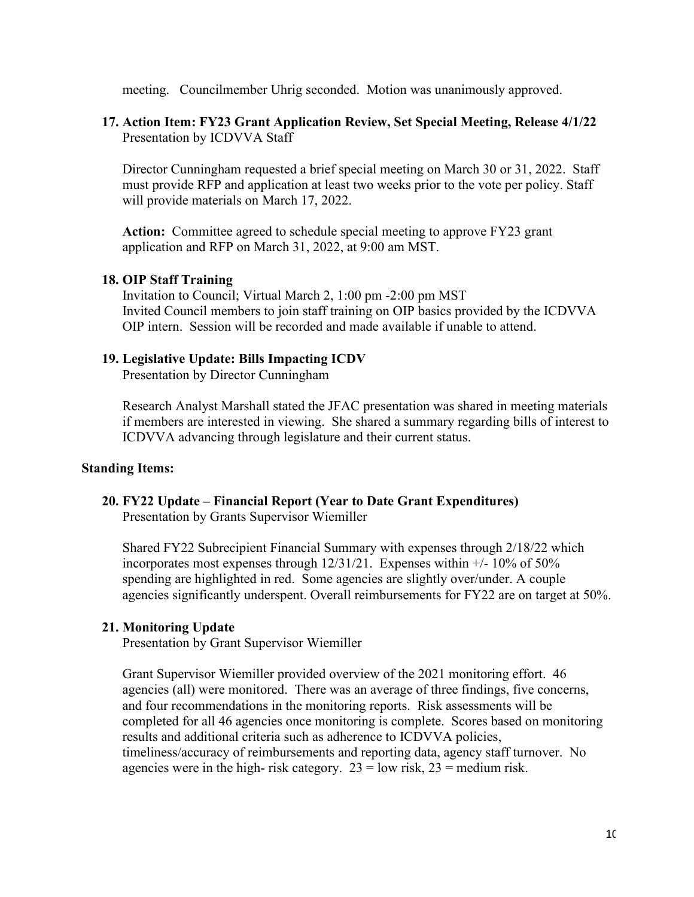meeting. Councilmember Uhrig seconded. Motion was unanimously approved.

**17. Action Item: FY23 Grant Application Review, Set Special Meeting, Release 4/1/22**
Presentation by ICDVVA Staff

Director Cunningham requested a brief special meeting on March 30 or 31, 2022. Staff must provide RFP and application at least two weeks prior to the vote per policy. Staff will provide materials on March 17, 2022.

**Action:** Committee agreed to schedule special meeting to approve FY23 grant application and RFP on March 31, 2022, at 9:00 am MST.

**18. OIP Staff Training**
Invitation to Council; Virtual March 2, 1:00 pm -2:00 pm MST
Invited Council members to join staff training on OIP basics provided by the ICDVVA OIP intern. Session will be recorded and made available if unable to attend.

**19. Legislative Update: Bills Impacting ICDV**
Presentation by Director Cunningham

Research Analyst Marshall stated the JFAC presentation was shared in meeting materials if members are interested in viewing. She shared a summary regarding bills of interest to ICDVVA advancing through legislature and their current status.

**Standing Items:**

**20. FY22 Update – Financial Report (Year to Date Grant Expenditures)**
Presentation by Grants Supervisor Wiemiller

Shared FY22 Subrecipient Financial Summary with expenses through 2/18/22 which incorporates most expenses through 12/31/21. Expenses within +/- 10% of 50% spending are highlighted in red. Some agencies are slightly over/under. A couple agencies significantly underspent. Overall reimbursements for FY22 are on target at 50%.

**21. Monitoring Update**
Presentation by Grant Supervisor Wiemiller

Grant Supervisor Wiemiller provided overview of the 2021 monitoring effort. 46 agencies (all) were monitored. There was an average of three findings, five concerns, and four recommendations in the monitoring reports. Risk assessments will be completed for all 46 agencies once monitoring is complete. Scores based on monitoring results and additional criteria such as adherence to ICDVVA policies, timeliness/accuracy of reimbursements and reporting data, agency staff turnover. No agencies were in the high- risk category. 23 = low risk, 23 = medium risk.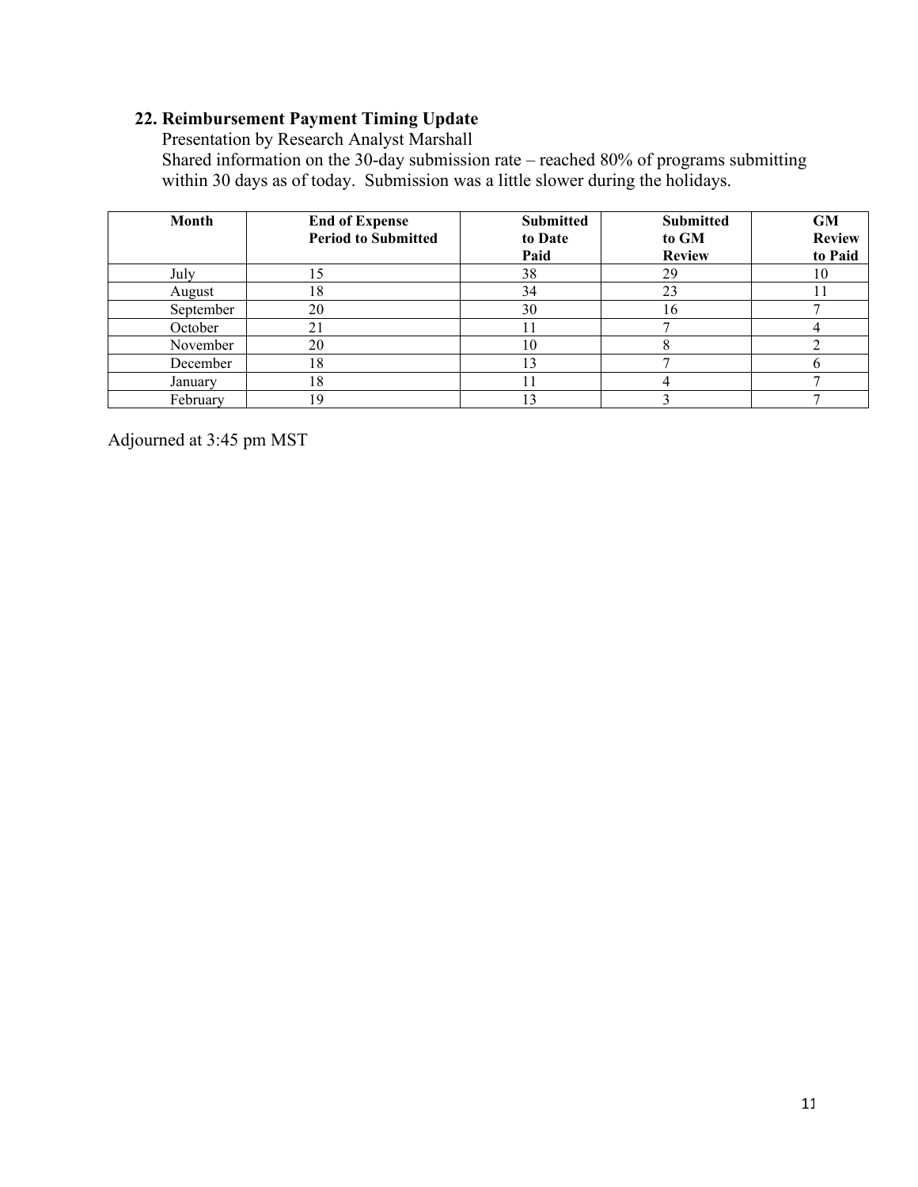**22. Reimbursement Payment Timing Update**

Presentation by Research Analyst Marshall

Shared information on the 30-day submission rate – reached 80% of programs submitting within 30 days as of today. Submission was a little slower during the holidays.

| Month | End of Expense Period to Submitted | Submitted to Date Paid | Submitted to GM Review | GM Review to Paid |
|---|---|---|---|---|
| July | 15 | 38 | 29 | 10 |
| August | 18 | 34 | 23 | 11 |
| September | 20 | 30 | 16 | 7 |
| October | 21 | 11 | 7 | 4 |
| November | 20 | 10 | 8 | 2 |
| December | 18 | 13 | 7 | 6 |
| January | 18 | 11 | 4 | 7 |
| February | 19 | 13 | 3 | 7 |

Adjourned at 3:45 pm MST